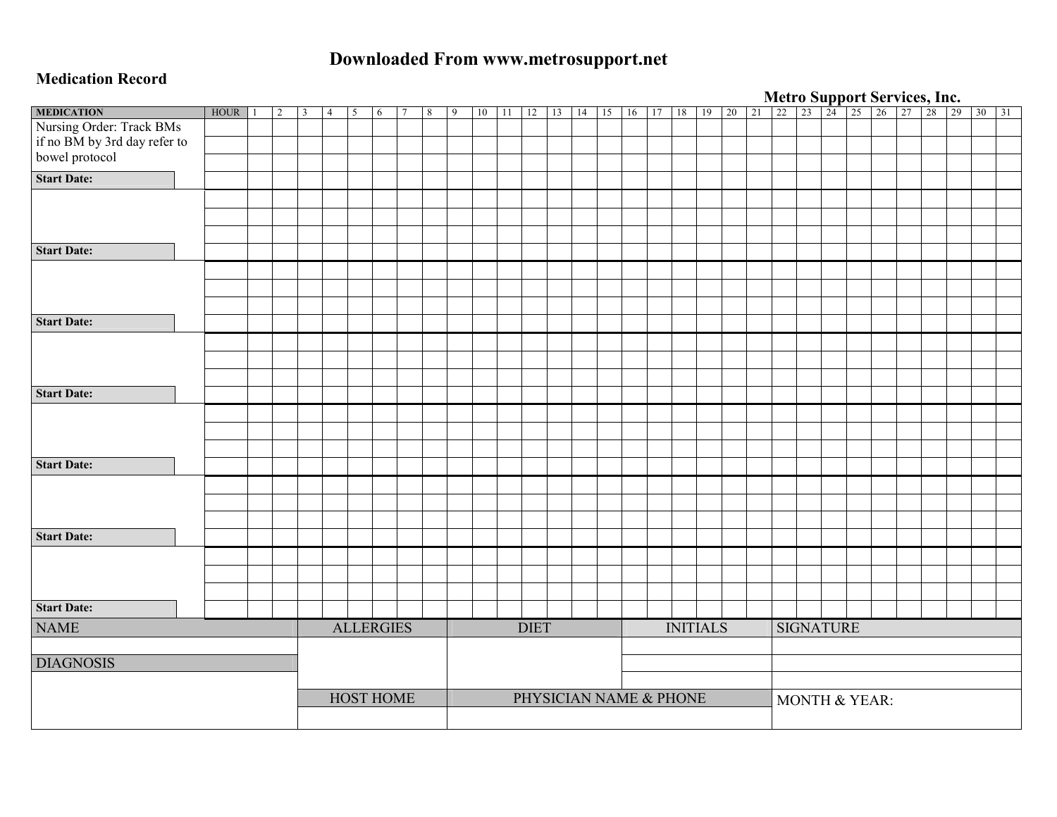# Downloaded From www.metrosupport.net

**Medication Record**

**Metro Support Services, Inc.**

| MEDICATION | HOUR | 1 | 2 | 3 | 4 | 5 | 6 | 7 | 8 | 9 | 10 | 11 | 12 | 13 | 14 | 15 | 16 | 17 | 18 | 19 | 20 | 21 | 22 | 23 | 24 | 25 | 26 | 27 | 28 | 29 | 30 | 31 |
|---|---|---|---|---|---|---|---|---|---|---|---|---|---|---|---|---|---|---|---|---|---|---|---|---|---|---|---|---|---|---|---|---|
| Nursing Order: Track BMs if no BM by 3rd day refer to bowel protocol | | | | | | | | | | | | | | | | | | | | | | | | | | | | | | | | |
| | | | | | | | | | | | | | | | | | | | | | | | | | | | | | | | | |
| | | | | | | | | | | | | | | | | | | | | | | | | | | | | | | | | |
| **Start Date:** | | | | | | | | | | | | | | | | | | | | | | | | | | | | | | | | |
| | | | | | | | | | | | | | | | | | | | | | | | | | | | | | | | | |
| | | | | | | | | | | | | | | | | | | | | | | | | | | | | | | | | |
| | | | | | | | | | | | | | | | | | | | | | | | | | | | | | | | | |
| **Start Date:** | | | | | | | | | | | | | | | | | | | | | | | | | | | | | | | | |
| | | | | | | | | | | | | | | | | | | | | | | | | | | | | | | | | |
| | | | | | | | | | | | | | | | | | | | | | | | | | | | | | | | | |
| | | | | | | | | | | | | | | | | | | | | | | | | | | | | | | | | |
| **Start Date:** | | | | | | | | | | | | | | | | | | | | | | | | | | | | | | | | |
| | | | | | | | | | | | | | | | | | | | | | | | | | | | | | | | | |
| | | | | | | | | | | | | | | | | | | | | | | | | | | | | | | | | |
| | | | | | | | | | | | | | | | | | | | | | | | | | | | | | | | | |
| **Start Date:** | | | | | | | | | | | | | | | | | | | | | | | | | | | | | | | | |
| | | | | | | | | | | | | | | | | | | | | | | | | | | | | | | | | |
| | | | | | | | | | | | | | | | | | | | | | | | | | | | | | | | | |
| | | | | | | | | | | | | | | | | | | | | | | | | | | | | | | | | |
| **Start Date:** | | | | | | | | | | | | | | | | | | | | | | | | | | | | | | | | |
| | | | | | | | | | | | | | | | | | | | | | | | | | | | | | | | | |
| | | | | | | | | | | | | | | | | | | | | | | | | | | | | | | | | |
| | | | | | | | | | | | | | | | | | | | | | | | | | | | | | | | | |
| **Start Date:** | | | | | | | | | | | | | | | | | | | | | | | | | | | | | | | | |
| | | | | | | | | | | | | | | | | | | | | | | | | | | | | | | | | |
| | | | | | | | | | | | | | | | | | | | | | | | | | | | | | | | | |
| | | | | | | | | | | | | | | | | | | | | | | | | | | | | | | | | |
| **Start Date:** | | | | | | | | | | | | | | | | | | | | | | | | | | | | | | | | |

| NAME | ALLERGIES | DIET | INITIALS | SIGNATURE |
|---|---|---|---|---|
| | | | | |
| DIAGNOSIS | | | | |
| | | | | |
| | HOST HOME | PHYSICIAN NAME & PHONE | | MONTH & YEAR: |
| | | | | |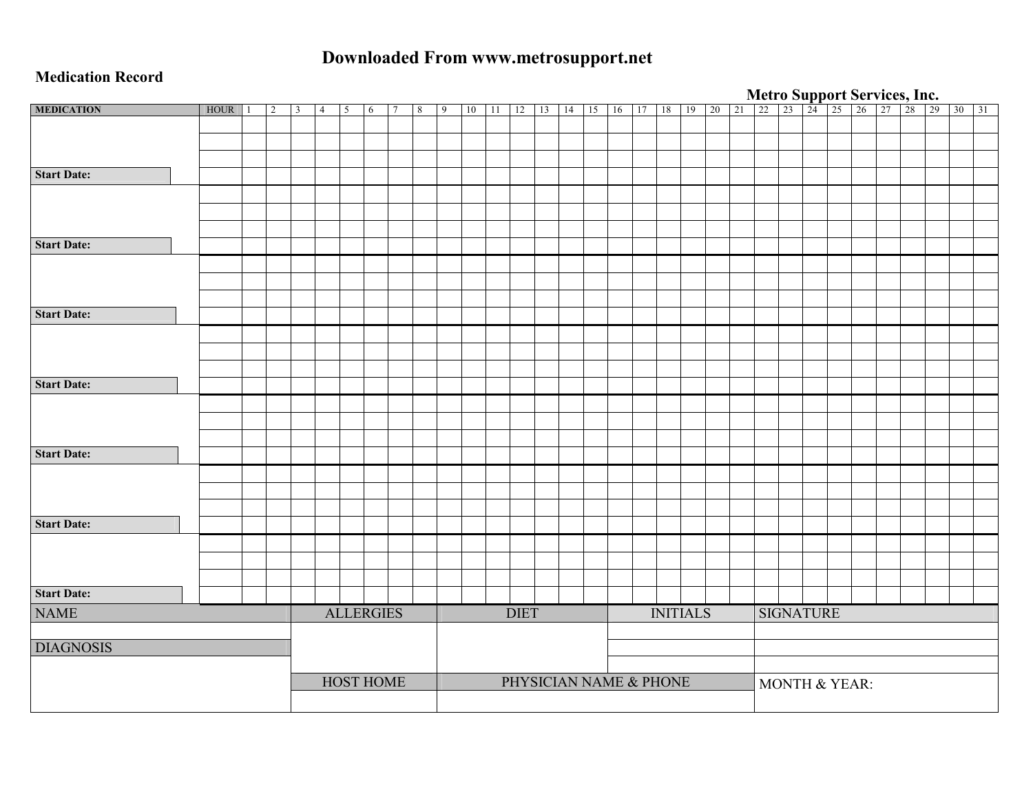# Downloaded From www.metrosupport.net

**Medication Record**

**Metro Support Services, Inc.**

| MEDICATION | HOUR | 1 | 2 | 3 | 4 | 5 | 6 | 7 | 8 | 9 | 10 | 11 | 12 | 13 | 14 | 15 | 16 | 17 | 18 | 19 | 20 | 21 | 22 | 23 | 24 | 25 | 26 | 27 | 28 | 29 | 30 | 31 |
|---|---|---|---|---|---|---|---|---|---|---|---|---|---|---|---|---|---|---|---|---|---|---|---|---|---|---|---|---|---|---|---|---|
| | | | | | | | | | | | | | | | | | | | | | | | | | | | | | | | | |
| | | | | | | | | | | | | | | | | | | | | | | | | | | | | | | | | |
| | | | | | | | | | | | | | | | | | | | | | | | | | | | | | | | | |
| **Start Date:** | | | | | | | | | | | | | | | | | | | | | | | | | | | | | | | | |
| | | | | | | | | | | | | | | | | | | | | | | | | | | | | | | | | |
| | | | | | | | | | | | | | | | | | | | | | | | | | | | | | | | | |
| | | | | | | | | | | | | | | | | | | | | | | | | | | | | | | | | |
| **Start Date:** | | | | | | | | | | | | | | | | | | | | | | | | | | | | | | | | |
| | | | | | | | | | | | | | | | | | | | | | | | | | | | | | | | | |
| | | | | | | | | | | | | | | | | | | | | | | | | | | | | | | | | |
| | | | | | | | | | | | | | | | | | | | | | | | | | | | | | | | | |
| **Start Date:** | | | | | | | | | | | | | | | | | | | | | | | | | | | | | | | | |
| | | | | | | | | | | | | | | | | | | | | | | | | | | | | | | | | |
| | | | | | | | | | | | | | | | | | | | | | | | | | | | | | | | | |
| | | | | | | | | | | | | | | | | | | | | | | | | | | | | | | | | |
| **Start Date:** | | | | | | | | | | | | | | | | | | | | | | | | | | | | | | | | |
| | | | | | | | | | | | | | | | | | | | | | | | | | | | | | | | | |
| | | | | | | | | | | | | | | | | | | | | | | | | | | | | | | | | |
| | | | | | | | | | | | | | | | | | | | | | | | | | | | | | | | | |
| **Start Date:** | | | | | | | | | | | | | | | | | | | | | | | | | | | | | | | | |
| | | | | | | | | | | | | | | | | | | | | | | | | | | | | | | | | |
| | | | | | | | | | | | | | | | | | | | | | | | | | | | | | | | | |
| | | | | | | | | | | | | | | | | | | | | | | | | | | | | | | | | |
| **Start Date:** | | | | | | | | | | | | | | | | | | | | | | | | | | | | | | | | |
| | | | | | | | | | | | | | | | | | | | | | | | | | | | | | | | | |
| | | | | | | | | | | | | | | | | | | | | | | | | | | | | | | | | |
| | | | | | | | | | | | | | | | | | | | | | | | | | | | | | | | | |
| **Start Date:** | | | | | | | | | | | | | | | | | | | | | | | | | | | | | | | | |

| NAME | ALLERGIES | DIET | INITIALS | SIGNATURE |
|---|---|---|---|---|
| | | | | |
| DIAGNOSIS | | | | |
| | | | | |
| | HOST HOME | PHYSICIAN NAME & PHONE | | MONTH & YEAR: |
| | | | | |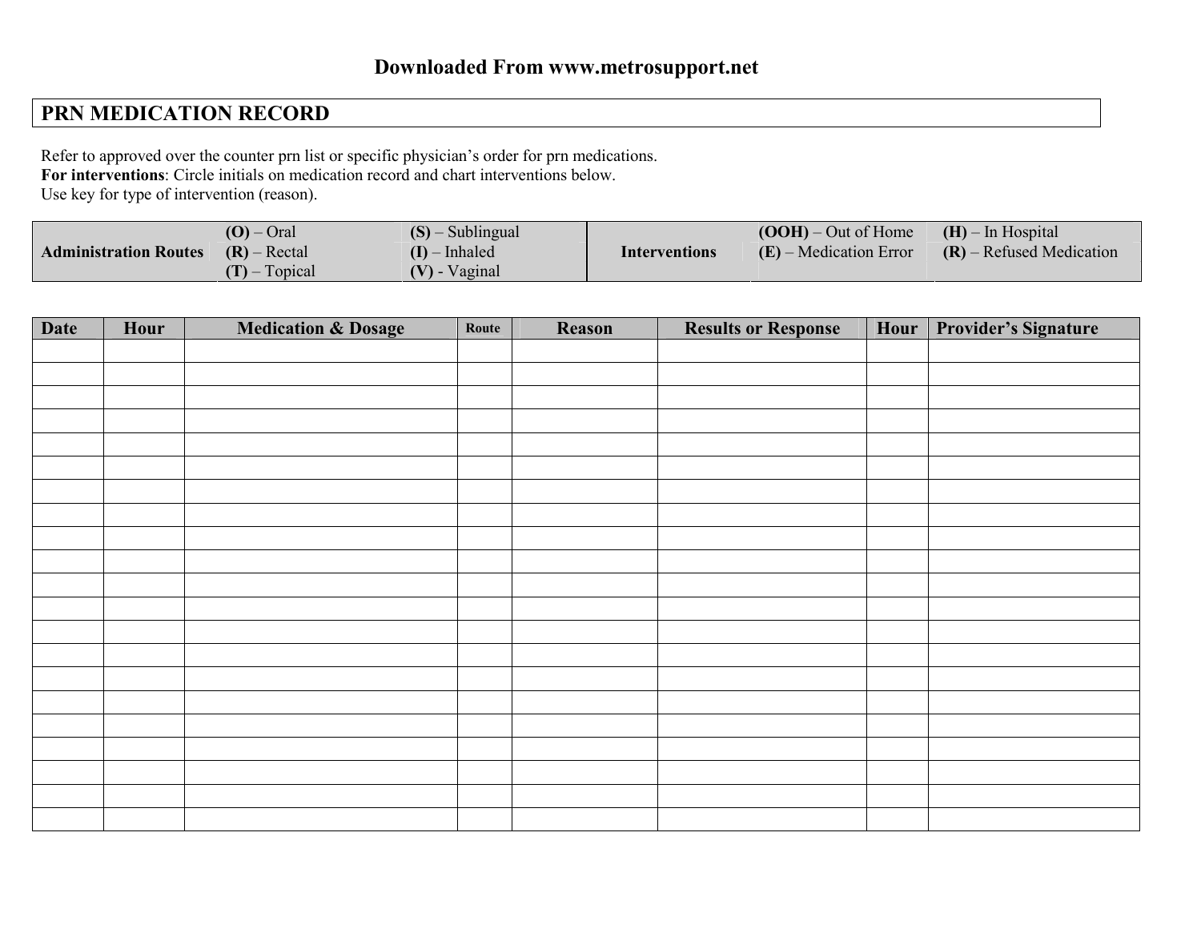Downloaded From www.metrosupport.net

# PRN MEDICATION RECORD

Refer to approved over the counter prn list or specific physician's order for prn medications.
**For interventions**: Circle initials on medication record and chart interventions below.
Use key for type of intervention (reason).

| | | | | | |
|---|---|---|---|---|---|
| **Administration Routes** | **(O)** – Oral<br>**(R)** – Rectal<br>**(T)** – Topical | **(S)** – Sublingual<br>**(I)** – Inhaled<br>**(V)** - Vaginal | **Interventions** | **(OOH)** – Out of Home<br>**(E)** – Medication Error | **(H)** – In Hospital<br>**(R)** – Refused Medication |

| Date | Hour | Medication & Dosage | Route | Reason | Results or Response | Hour | Provider's Signature |
|---|---|---|---|---|---|---|---|
| | | | | | | | |
| | | | | | | | |
| | | | | | | | |
| | | | | | | | |
| | | | | | | | |
| | | | | | | | |
| | | | | | | | |
| | | | | | | | |
| | | | | | | | |
| | | | | | | | |
| | | | | | | | |
| | | | | | | | |
| | | | | | | | |
| | | | | | | | |
| | | | | | | | |
| | | | | | | | |
| | | | | | | | |
| | | | | | | | |
| | | | | | | | |
| | | | | | | | |
| | | | | | | | |